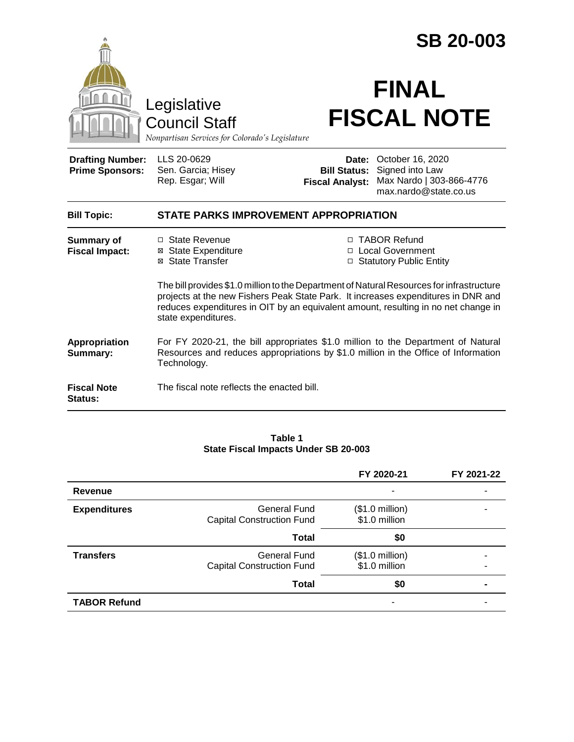# SB 20-003

Legislative Council Staff

*Nonpartisan Services for Colorado's Legislature*

# FINAL FISCAL NOTE

| | | | |
|---|---|---|---|
| **Drafting Number:** | LLS 20-0629 | **Date:** | October 16, 2020 |
| **Prime Sponsors:** | Sen. Garcia; Hisey<br>Rep. Esgar; Will | **Bill Status:** | Signed into Law |
| | | **Fiscal Analyst:** | Max Nardo \| 303-866-4776<br>max.nardo@state.co.us |

| | |
|---|---|
| **Bill Topic:** | **STATE PARKS IMPROVEMENT APPROPRIATION** |
| **Summary of Fiscal Impact:** | ☐ State Revenue<br>☒ State Expenditure<br>☒ State Transfer<br>☐ TABOR Refund<br>☐ Local Government<br>☐ Statutory Public Entity<br><br>The bill provides $1.0 million to the Department of Natural Resources for infrastructure projects at the new Fishers Peak State Park. It increases expenditures in DNR and reduces expenditures in OIT by an equivalent amount, resulting in no net change in state expenditures. |
| **Appropriation Summary:** | For FY 2020-21, the bill appropriates $1.0 million to the Department of Natural Resources and reduces appropriations by $1.0 million in the Office of Information Technology. |
| **Fiscal Note Status:** | The fiscal note reflects the enacted bill. |

**Table 1**
**State Fiscal Impacts Under SB 20-003**

| | | FY 2020-21 | FY 2021-22 |
|---|---|---|---|
| **Revenue** | | - | - |
| **Expenditures** | General Fund | ($1.0 million) | - |
| | Capital Construction Fund | $1.0 million | |
| | **Total** | **$0** | |
| **Transfers** | General Fund | ($1.0 million) | - |
| | Capital Construction Fund | $1.0 million | - |
| | **Total** | **$0** | **-** |
| **TABOR Refund** | | - | - |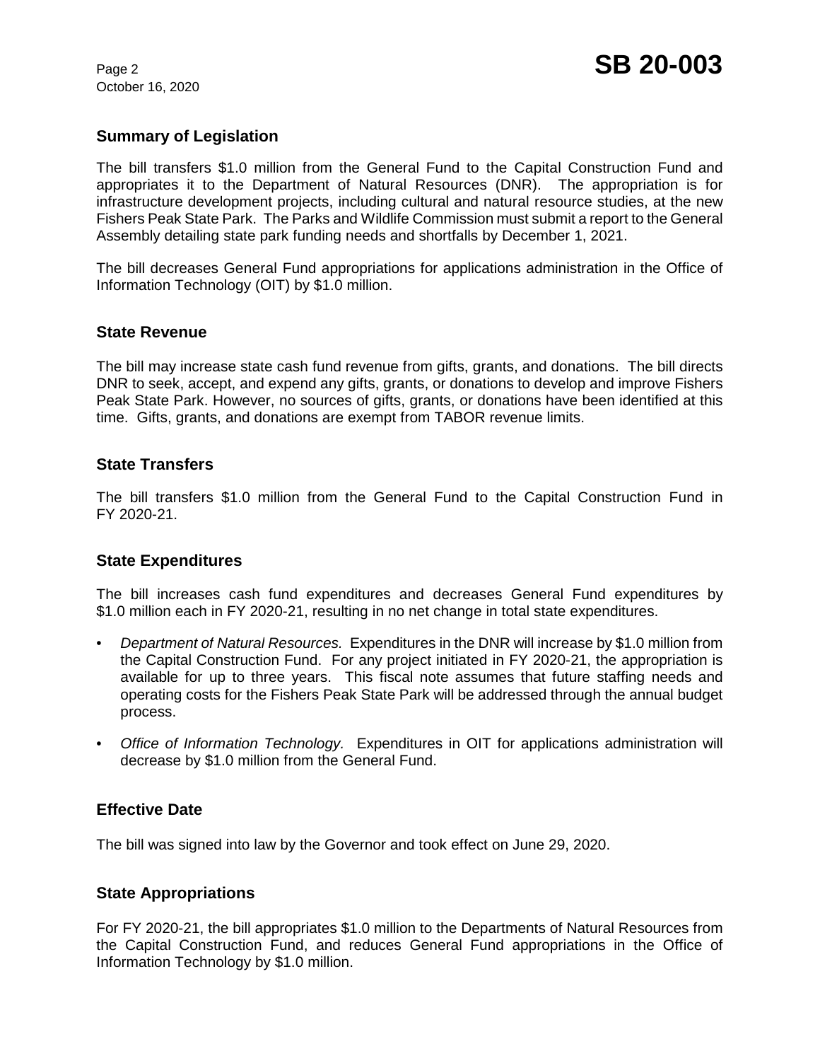## Summary of Legislation

The bill transfers $1.0 million from the General Fund to the Capital Construction Fund and appropriates it to the Department of Natural Resources (DNR). The appropriation is for infrastructure development projects, including cultural and natural resource studies, at the new Fishers Peak State Park. The Parks and Wildlife Commission must submit a report to the General Assembly detailing state park funding needs and shortfalls by December 1, 2021.

The bill decreases General Fund appropriations for applications administration in the Office of Information Technology (OIT) by $1.0 million.

## State Revenue

The bill may increase state cash fund revenue from gifts, grants, and donations. The bill directs DNR to seek, accept, and expend any gifts, grants, or donations to develop and improve Fishers Peak State Park. However, no sources of gifts, grants, or donations have been identified at this time. Gifts, grants, and donations are exempt from TABOR revenue limits.

## State Transfers

The bill transfers $1.0 million from the General Fund to the Capital Construction Fund in FY 2020-21.

## State Expenditures

The bill increases cash fund expenditures and decreases General Fund expenditures by $1.0 million each in FY 2020-21, resulting in no net change in total state expenditures.

- *Department of Natural Resources.* Expenditures in the DNR will increase by $1.0 million from the Capital Construction Fund. For any project initiated in FY 2020-21, the appropriation is available for up to three years. This fiscal note assumes that future staffing needs and operating costs for the Fishers Peak State Park will be addressed through the annual budget process.
- *Office of Information Technology.* Expenditures in OIT for applications administration will decrease by $1.0 million from the General Fund.

## Effective Date

The bill was signed into law by the Governor and took effect on June 29, 2020.

## State Appropriations

For FY 2020-21, the bill appropriates $1.0 million to the Departments of Natural Resources from the Capital Construction Fund, and reduces General Fund appropriations in the Office of Information Technology by $1.0 million.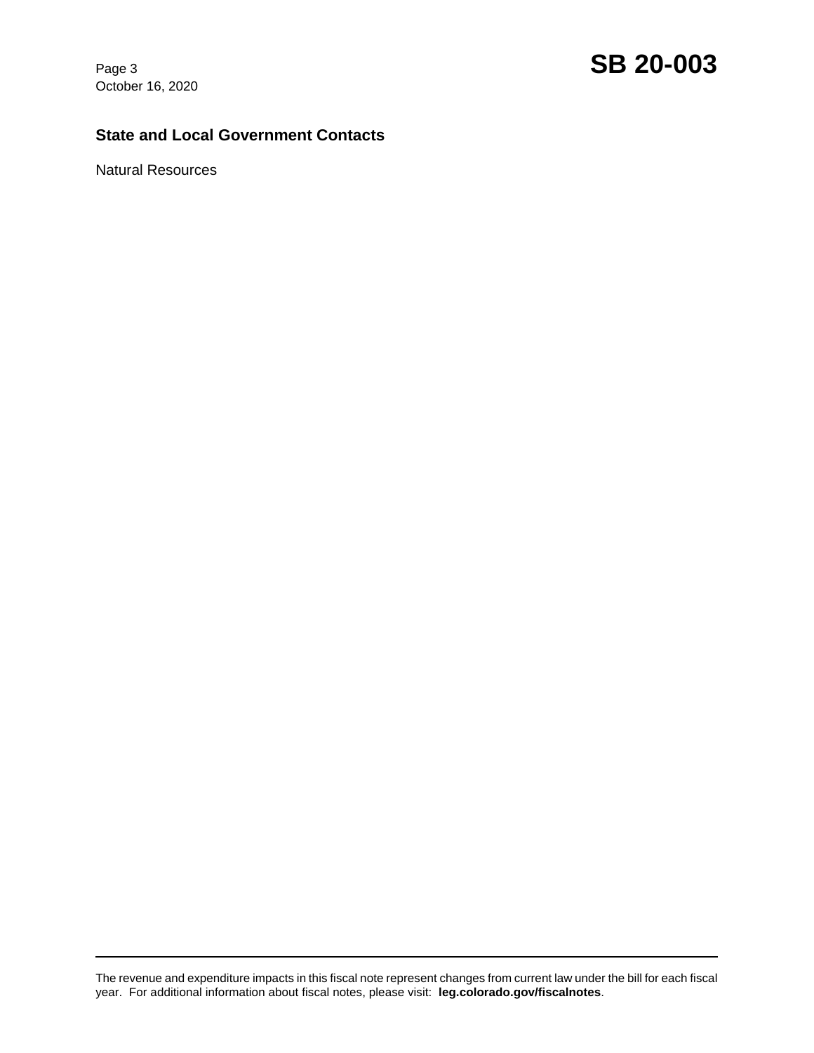## State and Local Government Contacts

Natural Resources

The revenue and expenditure impacts in this fiscal note represent changes from current law under the bill for each fiscal year. For additional information about fiscal notes, please visit: **leg.colorado.gov/fiscalnotes**.